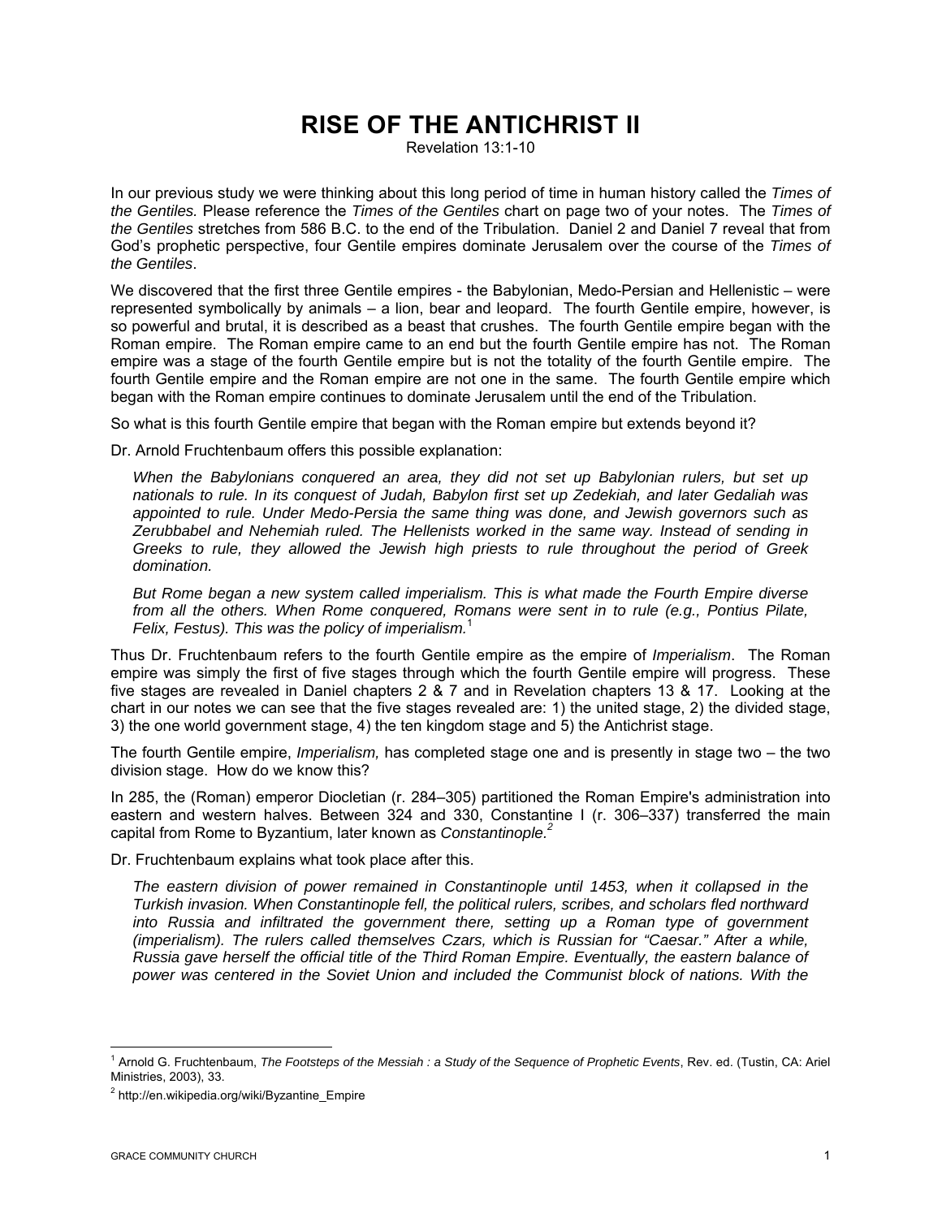# RISE OF THE ANTICHRIST II

Revelation 13:1-10

In our previous study we were thinking about this long period of time in human history called the *Times of the Gentiles.* Please reference the *Times of the Gentiles* chart on page two of your notes. The *Times of the Gentiles* stretches from 586 B.C. to the end of the Tribulation. Daniel 2 and Daniel 7 reveal that from God's prophetic perspective, four Gentile empires dominate Jerusalem over the course of the *Times of the Gentiles*.

We discovered that the first three Gentile empires - the Babylonian, Medo-Persian and Hellenistic – were represented symbolically by animals – a lion, bear and leopard. The fourth Gentile empire, however, is so powerful and brutal, it is described as a beast that crushes. The fourth Gentile empire began with the Roman empire. The Roman empire came to an end but the fourth Gentile empire has not. The Roman empire was a stage of the fourth Gentile empire but is not the totality of the fourth Gentile empire. The fourth Gentile empire and the Roman empire are not one in the same. The fourth Gentile empire which began with the Roman empire continues to dominate Jerusalem until the end of the Tribulation.

So what is this fourth Gentile empire that began with the Roman empire but extends beyond it?

Dr. Arnold Fruchtenbaum offers this possible explanation:

> *When the Babylonians conquered an area, they did not set up Babylonian rulers, but set up nationals to rule. In its conquest of Judah, Babylon first set up Zedekiah, and later Gedaliah was appointed to rule. Under Medo-Persia the same thing was done, and Jewish governors such as Zerubbabel and Nehemiah ruled. The Hellenists worked in the same way. Instead of sending in Greeks to rule, they allowed the Jewish high priests to rule throughout the period of Greek domination.*
>
> *But Rome began a new system called imperialism. This is what made the Fourth Empire diverse from all the others. When Rome conquered, Romans were sent in to rule (e.g., Pontius Pilate, Felix, Festus). This was the policy of imperialism.*[1]

Thus Dr. Fruchtenbaum refers to the fourth Gentile empire as the empire of *Imperialism*. The Roman empire was simply the first of five stages through which the fourth Gentile empire will progress. These five stages are revealed in Daniel chapters 2 & 7 and in Revelation chapters 13 & 17. Looking at the chart in our notes we can see that the five stages revealed are: 1) the united stage, 2) the divided stage, 3) the one world government stage, 4) the ten kingdom stage and 5) the Antichrist stage.

The fourth Gentile empire, *Imperialism,* has completed stage one and is presently in stage two – the two division stage. How do we know this?

In 285, the (Roman) emperor Diocletian (r. 284–305) partitioned the Roman Empire's administration into eastern and western halves. Between 324 and 330, Constantine I (r. 306–337) transferred the main capital from Rome to Byzantium, later known as *Constantinople.*[2]

Dr. Fruchtenbaum explains what took place after this.

> *The eastern division of power remained in Constantinople until 1453, when it collapsed in the Turkish invasion. When Constantinople fell, the political rulers, scribes, and scholars fled northward into Russia and infiltrated the government there, setting up a Roman type of government (imperialism). The rulers called themselves Czars, which is Russian for "Caesar." After a while, Russia gave herself the official title of the Third Roman Empire. Eventually, the eastern balance of power was centered in the Soviet Union and included the Communist block of nations. With the*

---

[1] Arnold G. Fruchtenbaum, *The Footsteps of the Messiah : a Study of the Sequence of Prophetic Events*, Rev. ed. (Tustin, CA: Ariel Ministries, 2003), 33.

[2] http://en.wikipedia.org/wiki/Byzantine_Empire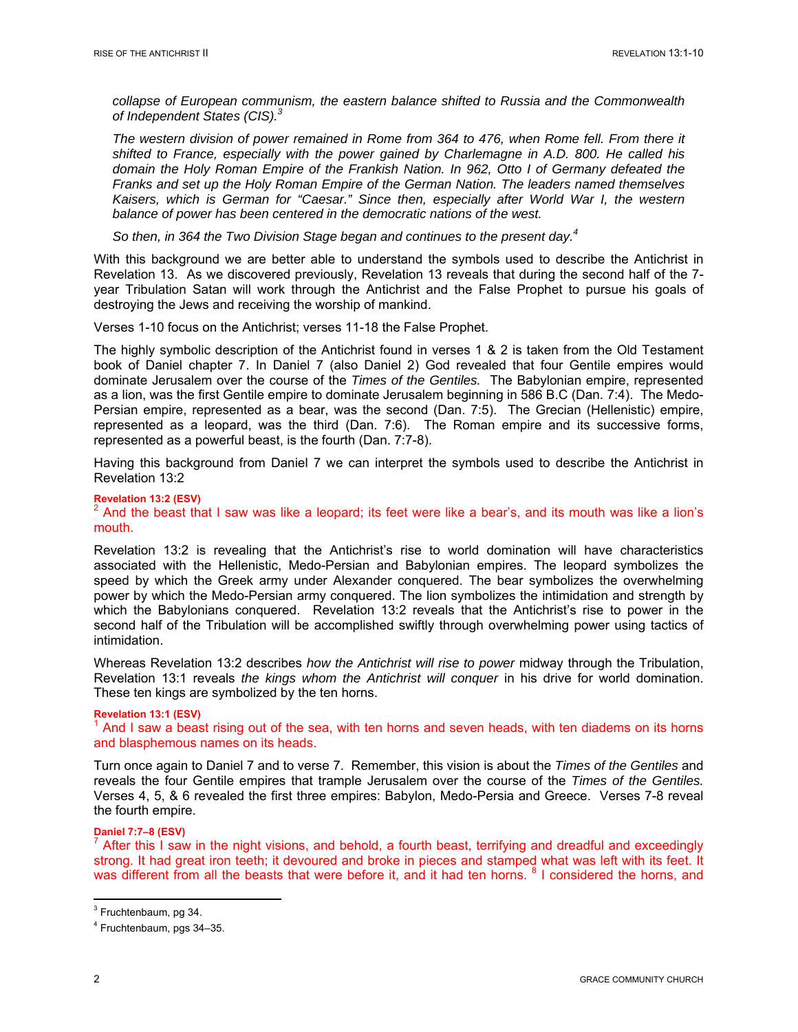*collapse of European communism, the eastern balance shifted to Russia and the Commonwealth of Independent States (CIS).*[3]

*The western division of power remained in Rome from 364 to 476, when Rome fell. From there it shifted to France, especially with the power gained by Charlemagne in A.D. 800. He called his domain the Holy Roman Empire of the Frankish Nation. In 962, Otto I of Germany defeated the Franks and set up the Holy Roman Empire of the German Nation. The leaders named themselves Kaisers, which is German for "Caesar." Since then, especially after World War I, the western balance of power has been centered in the democratic nations of the west.*

*So then, in 364 the Two Division Stage began and continues to the present day.*[4]

With this background we are better able to understand the symbols used to describe the Antichrist in Revelation 13. As we discovered previously, Revelation 13 reveals that during the second half of the 7-year Tribulation Satan will work through the Antichrist and the False Prophet to pursue his goals of destroying the Jews and receiving the worship of mankind.

Verses 1-10 focus on the Antichrist; verses 11-18 the False Prophet.

The highly symbolic description of the Antichrist found in verses 1 & 2 is taken from the Old Testament book of Daniel chapter 7. In Daniel 7 (also Daniel 2) God revealed that four Gentile empires would dominate Jerusalem over the course of the *Times of the Gentiles.* The Babylonian empire, represented as a lion, was the first Gentile empire to dominate Jerusalem beginning in 586 B.C (Dan. 7:4). The Medo-Persian empire, represented as a bear, was the second (Dan. 7:5). The Grecian (Hellenistic) empire, represented as a leopard, was the third (Dan. 7:6). The Roman empire and its successive forms, represented as a powerful beast, is the fourth (Dan. 7:7-8).

Having this background from Daniel 7 we can interpret the symbols used to describe the Antichrist in Revelation 13:2

**Revelation 13:2 (ESV)**
[2] And the beast that I saw was like a leopard; its feet were like a bear's, and its mouth was like a lion's mouth.

Revelation 13:2 is revealing that the Antichrist's rise to world domination will have characteristics associated with the Hellenistic, Medo-Persian and Babylonian empires. The leopard symbolizes the speed by which the Greek army under Alexander conquered. The bear symbolizes the overwhelming power by which the Medo-Persian army conquered. The lion symbolizes the intimidation and strength by which the Babylonians conquered. Revelation 13:2 reveals that the Antichrist's rise to power in the second half of the Tribulation will be accomplished swiftly through overwhelming power using tactics of intimidation.

Whereas Revelation 13:2 describes *how the Antichrist will rise to power* midway through the Tribulation, Revelation 13:1 reveals *the kings whom the Antichrist will conquer* in his drive for world domination. These ten kings are symbolized by the ten horns.

**Revelation 13:1 (ESV)**
[1] And I saw a beast rising out of the sea, with ten horns and seven heads, with ten diadems on its horns and blasphemous names on its heads.

Turn once again to Daniel 7 and to verse 7. Remember, this vision is about the *Times of the Gentiles* and reveals the four Gentile empires that trample Jerusalem over the course of the *Times of the Gentiles.* Verses 4, 5, & 6 revealed the first three empires: Babylon, Medo-Persia and Greece. Verses 7-8 reveal the fourth empire.

**Daniel 7:7–8 (ESV)**
[7] After this I saw in the night visions, and behold, a fourth beast, terrifying and dreadful and exceedingly strong. It had great iron teeth; it devoured and broke in pieces and stamped what was left with its feet. It was different from all the beasts that were before it, and it had ten horns. [8] I considered the horns, and

---

[3] Fruchtenbaum, pg 34.

[4] Fruchtenbaum, pgs 34–35.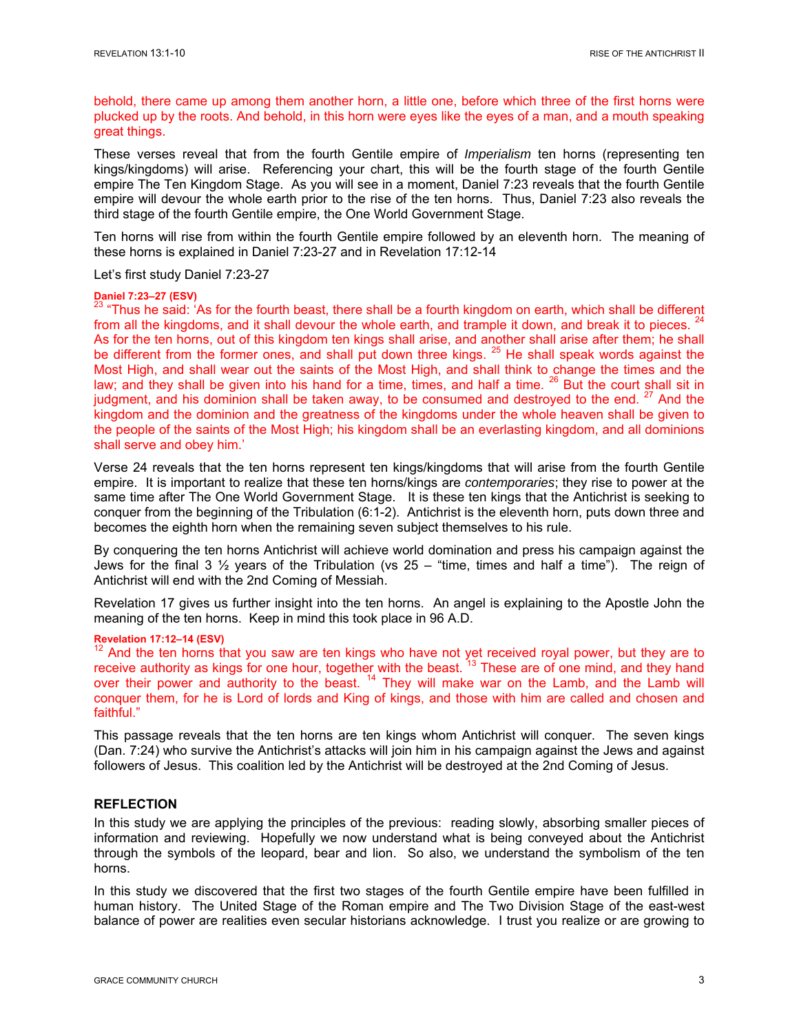behold, there came up among them another horn, a little one, before which three of the first horns were plucked up by the roots. And behold, in this horn were eyes like the eyes of a man, and a mouth speaking great things.

These verses reveal that from the fourth Gentile empire of *Imperialism* ten horns (representing ten kings/kingdoms) will arise. Referencing your chart, this will be the fourth stage of the fourth Gentile empire The Ten Kingdom Stage. As you will see in a moment, Daniel 7:23 reveals that the fourth Gentile empire will devour the whole earth prior to the rise of the ten horns. Thus, Daniel 7:23 also reveals the third stage of the fourth Gentile empire, the One World Government Stage.

Ten horns will rise from within the fourth Gentile empire followed by an eleventh horn. The meaning of these horns is explained in Daniel 7:23-27 and in Revelation 17:12-14

Let's first study Daniel 7:23-27

**Daniel 7:23–27 (ESV)**
[23] "Thus he said: 'As for the fourth beast, there shall be a fourth kingdom on earth, which shall be different from all the kingdoms, and it shall devour the whole earth, and trample it down, and break it to pieces. [24] As for the ten horns, out of this kingdom ten kings shall arise, and another shall arise after them; he shall be different from the former ones, and shall put down three kings. [25] He shall speak words against the Most High, and shall wear out the saints of the Most High, and shall think to change the times and the law; and they shall be given into his hand for a time, times, and half a time. [26] But the court shall sit in judgment, and his dominion shall be taken away, to be consumed and destroyed to the end. [27] And the kingdom and the dominion and the greatness of the kingdoms under the whole heaven shall be given to the people of the saints of the Most High; his kingdom shall be an everlasting kingdom, and all dominions shall serve and obey him.'

Verse 24 reveals that the ten horns represent ten kings/kingdoms that will arise from the fourth Gentile empire. It is important to realize that these ten horns/kings are *contemporaries*; they rise to power at the same time after The One World Government Stage. It is these ten kings that the Antichrist is seeking to conquer from the beginning of the Tribulation (6:1-2). Antichrist is the eleventh horn, puts down three and becomes the eighth horn when the remaining seven subject themselves to his rule.

By conquering the ten horns Antichrist will achieve world domination and press his campaign against the Jews for the final 3 ½ years of the Tribulation (vs 25 – "time, times and half a time"). The reign of Antichrist will end with the 2nd Coming of Messiah.

Revelation 17 gives us further insight into the ten horns. An angel is explaining to the Apostle John the meaning of the ten horns. Keep in mind this took place in 96 A.D.

**Revelation 17:12–14 (ESV)**
[12] And the ten horns that you saw are ten kings who have not yet received royal power, but they are to receive authority as kings for one hour, together with the beast. [13] These are of one mind, and they hand over their power and authority to the beast. [14] They will make war on the Lamb, and the Lamb will conquer them, for he is Lord of lords and King of kings, and those with him are called and chosen and faithful."

This passage reveals that the ten horns are ten kings whom Antichrist will conquer. The seven kings (Dan. 7:24) who survive the Antichrist's attacks will join him in his campaign against the Jews and against followers of Jesus. This coalition led by the Antichrist will be destroyed at the 2nd Coming of Jesus.

### REFLECTION

In this study we are applying the principles of the previous: reading slowly, absorbing smaller pieces of information and reviewing. Hopefully we now understand what is being conveyed about the Antichrist through the symbols of the leopard, bear and lion. So also, we understand the symbolism of the ten horns.

In this study we discovered that the first two stages of the fourth Gentile empire have been fulfilled in human history. The United Stage of the Roman empire and The Two Division Stage of the east-west balance of power are realities even secular historians acknowledge. I trust you realize or are growing to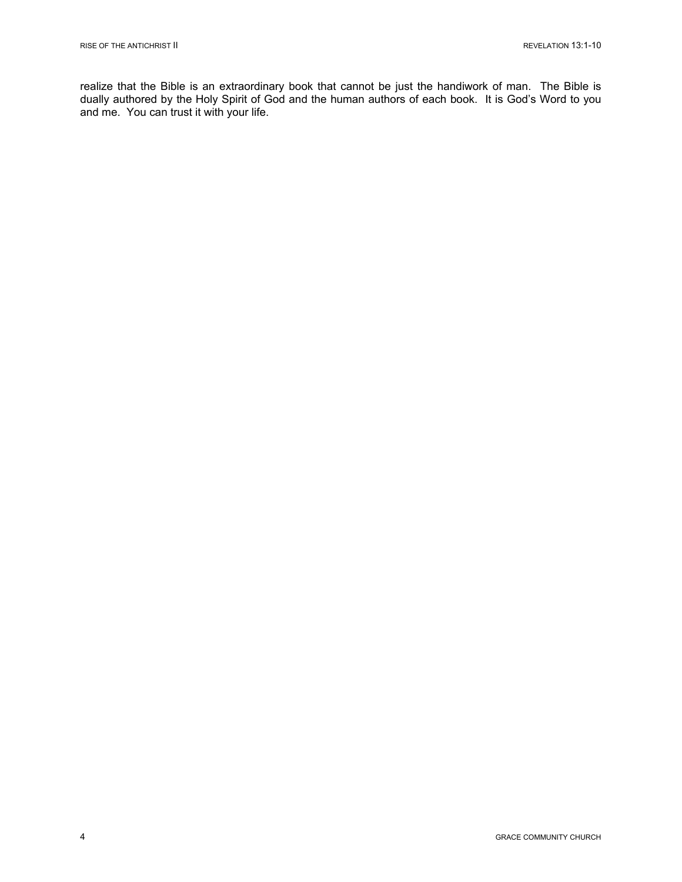realize that the Bible is an extraordinary book that cannot be just the handiwork of man. The Bible is dually authored by the Holy Spirit of God and the human authors of each book. It is God's Word to you and me. You can trust it with your life.